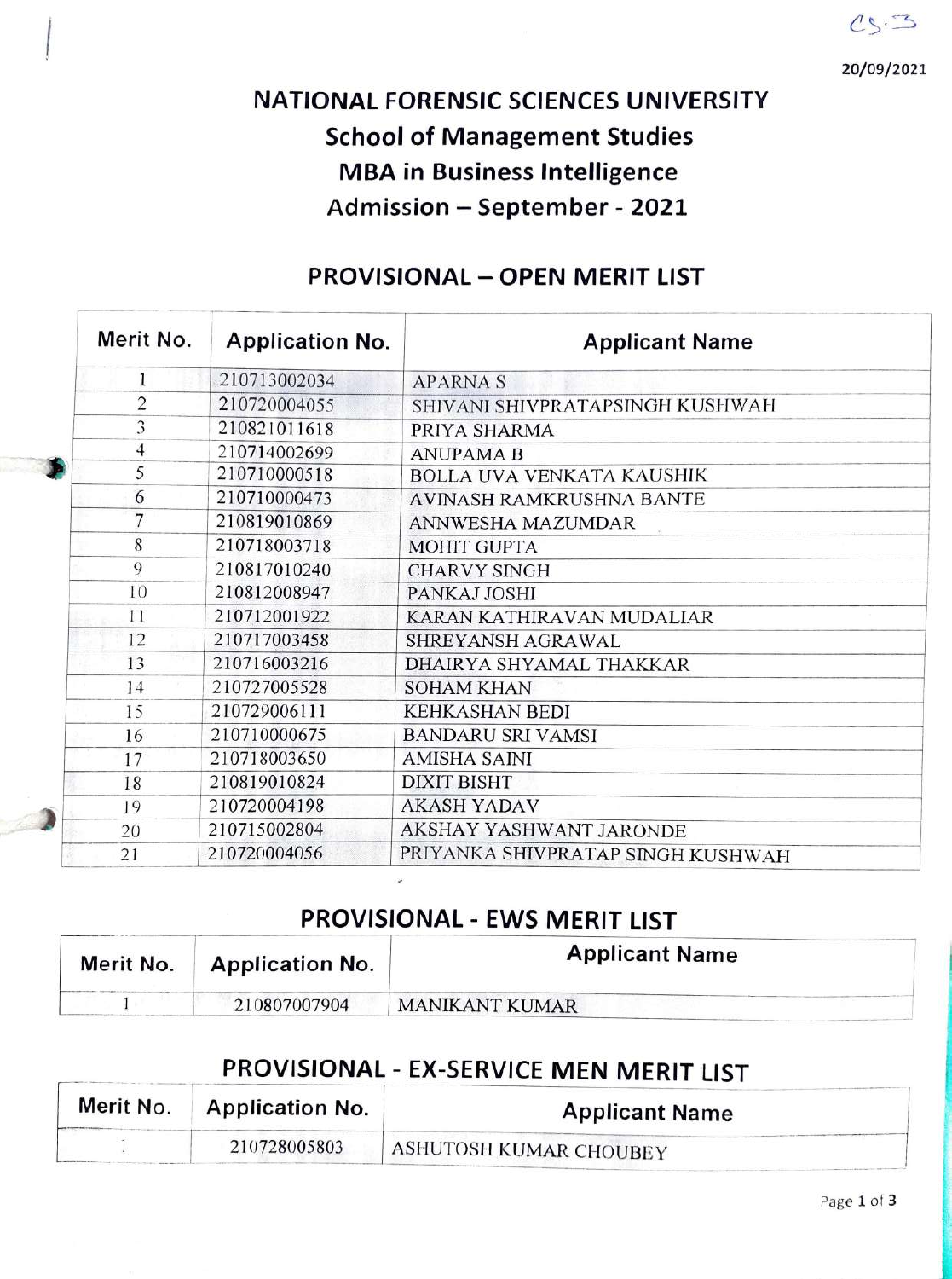CS.3

20/09/2021

# NATIONAL FORENSIC SCIENCES UNIVERSITY
## School of Management Studies
## MBA in Business Intelligence
## Admission – September - 2021

### PROVISIONAL – OPEN MERIT LIST

| Merit No. | Application No. | Applicant Name |
|---|---|---|
| 1 | 210713002034 | APARNA S |
| 2 | 210720004055 | SHIVANI SHIVPRATAPSINGH KUSHWAH |
| 3 | 210821011618 | PRIYA SHARMA |
| 4 | 210714002699 | ANUPAMA B |
| 5 | 210710000518 | BOLLA UVA VENKATA KAUSHIK |
| 6 | 210710000473 | AVINASH RAMKRUSHNA BANTE |
| 7 | 210819010869 | ANNWESHA MAZUMDAR |
| 8 | 210718003718 | MOHIT GUPTA |
| 9 | 210817010240 | CHARVY SINGH |
| 10 | 210812008947 | PANKAJ JOSHI |
| 11 | 210712001922 | KARAN KATHIRAVAN MUDALIAR |
| 12 | 210717003458 | SHREYANSH AGRAWAL |
| 13 | 210716003216 | DHAIRYA SHYAMAL THAKKAR |
| 14 | 210727005528 | SOHAM KHAN |
| 15 | 210729006111 | KEHKASHAN BEDI |
| 16 | 210710000675 | BANDARU SRI VAMSI |
| 17 | 210718003650 | AMISHA SAINI |
| 18 | 210819010824 | DIXIT BISHT |
| 19 | 210720004198 | AKASH YADAV |
| 20 | 210715002804 | AKSHAY YASHWANT JARONDE |
| 21 | 210720004056 | PRIYANKA SHIVPRATAP SINGH KUSHWAH |

### PROVISIONAL - EWS MERIT LIST

| Merit No. | Application No. | Applicant Name |
|---|---|---|
| 1 | 210807007904 | MANIKANT KUMAR |

### PROVISIONAL - EX-SERVICE MEN MERIT LIST

| Merit No. | Application No. | Applicant Name |
|---|---|---|
| 1 | 210728005803 | ASHUTOSH KUMAR CHOUBEY |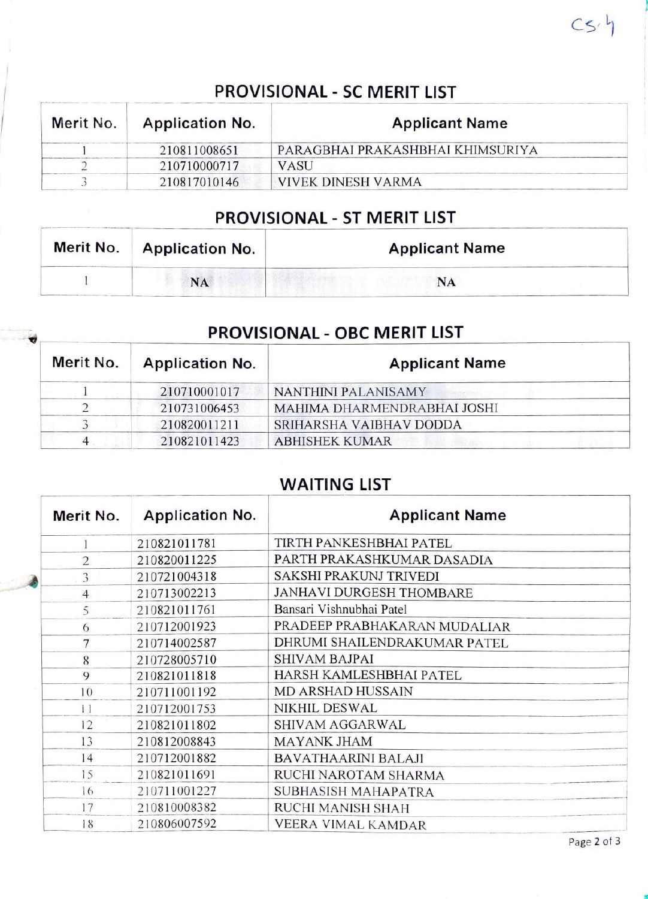CS-4

## PROVISIONAL - SC MERIT LIST

| Merit No. | Application No. | Applicant Name |
|---|---|---|
| 1 | 210811008651 | PARAGBHAI PRAKASHBHAI KHIMSURIYA |
| 2 | 210710000717 | VASU |
| 3 | 210817010146 | VIVEK DINESH VARMA |

## PROVISIONAL - ST MERIT LIST

| Merit No. | Application No. | Applicant Name |
|---|---|---|
| 1 | NA | NA |

## PROVISIONAL - OBC MERIT LIST

| Merit No. | Application No. | Applicant Name |
|---|---|---|
| 1 | 210710001017 | NANTHINI PALANISAMY |
| 2 | 210731006453 | MAHIMA DHARMENDRABHAI JOSHI |
| 3 | 210820011211 | SRIHARSHA VAIBHAV DODDA |
| 4 | 210821011423 | ABHISHEK KUMAR |

## WAITING LIST

| Merit No. | Application No. | Applicant Name |
|---|---|---|
| 1 | 210821011781 | TIRTH PANKESHBHAI PATEL |
| 2 | 210820011225 | PARTH PRAKASHKUMAR DASADIA |
| 3 | 210721004318 | SAKSHI PRAKUNJ TRIVEDI |
| 4 | 210713002213 | JANHAVI DURGESH THOMBARE |
| 5 | 210821011761 | Bansari Vishnubhai Patel |
| 6 | 210712001923 | PRADEEP PRABHAKARAN MUDALIAR |
| 7 | 210714002587 | DHRUMI SHAILENDRAKUMAR PATEL |
| 8 | 210728005710 | SHIVAM BAJPAI |
| 9 | 210821011818 | HARSH KAMLESHBHAI PATEL |
| 10 | 210711001192 | MD ARSHAD HUSSAIN |
| 11 | 210712001753 | NIKHIL DESWAL |
| 12 | 210821011802 | SHIVAM AGGARWAL |
| 13 | 210812008843 | MAYANK JHAM |
| 14 | 210712001882 | BAVATHAARINI BALAJI |
| 15 | 210821011691 | RUCHI NAROTAM SHARMA |
| 16 | 210711001227 | SUBHASISH MAHAPATRA |
| 17 | 210810008382 | RUCHI MANISH SHAH |
| 18 | 210806007592 | VEERA VIMAL KAMDAR |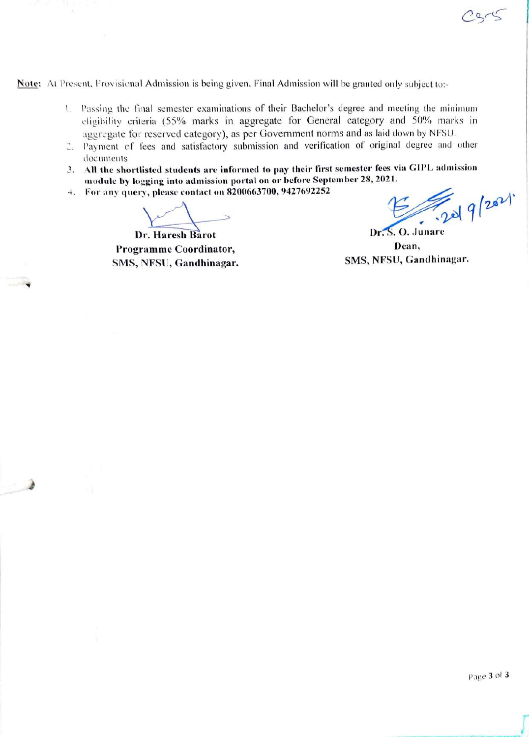CSS

**Note:** At Present, Provisional Admission is being given. Final Admission will be granted only subject to:-

1. Passing the final semester examinations of their Bachelor's degree and meeting the minimum eligibility criteria (55% marks in aggregate for General category and 50% marks in aggregate for reserved category), as per Government norms and as laid down by NFSU.
2. Payment of fees and satisfactory submission and verification of original degree and other documents.
3. **All the shortlisted students are informed to pay their first semester fees via GIPL admission module by logging into admission portal on or before September 28, 2021.**
4. **For any query, please contact on 8200663700, 9427692252**

**Dr. Haresh Barot**
**Programme Coordinator,**
**SMS, NFSU, Gandhinagar.**

20/9/2021

**Dr. S. O. Junare**
**Dean,**
**SMS, NFSU, Gandhinagar.**